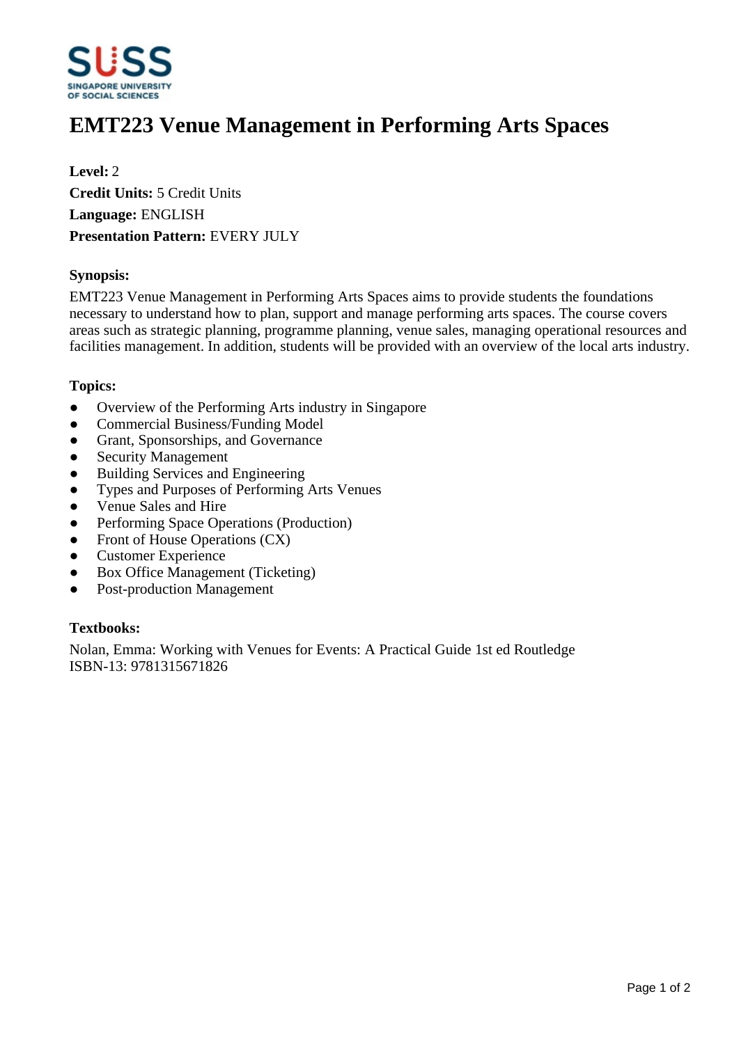# EMT223 Venue Management in Performing Arts Spaces

**Level:** 2
**Credit Units:** 5 Credit Units
**Language:** ENGLISH
**Presentation Pattern:** EVERY JULY

### Synopsis:

EMT223 Venue Management in Performing Arts Spaces aims to provide students the foundations necessary to understand how to plan, support and manage performing arts spaces. The course covers areas such as strategic planning, programme planning, venue sales, managing operational resources and facilities management. In addition, students will be provided with an overview of the local arts industry.

### Topics:

- Overview of the Performing Arts industry in Singapore
- Commercial Business/Funding Model
- Grant, Sponsorships, and Governance
- Security Management
- Building Services and Engineering
- Types and Purposes of Performing Arts Venues
- Venue Sales and Hire
- Performing Space Operations (Production)
- Front of House Operations (CX)
- Customer Experience
- Box Office Management (Ticketing)
- Post-production Management

### Textbooks:

Nolan, Emma: Working with Venues for Events: A Practical Guide 1st ed Routledge
ISBN-13: 9781315671826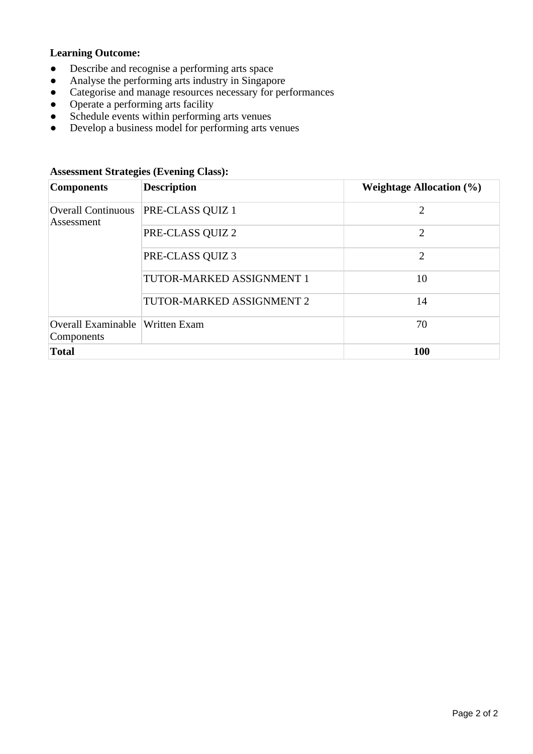**Learning Outcome:**

- Describe and recognise a performing arts space
- Analyse the performing arts industry in Singapore
- Categorise and manage resources necessary for performances
- Operate a performing arts facility
- Schedule events within performing arts venues
- Develop a business model for performing arts venues

**Assessment Strategies (Evening Class):**

| Components | Description | Weightage Allocation (%) |
|---|---|---|
| Overall Continuous Assessment | PRE-CLASS QUIZ 1 | 2 |
| | PRE-CLASS QUIZ 2 | 2 |
| | PRE-CLASS QUIZ 3 | 2 |
| | TUTOR-MARKED ASSIGNMENT 1 | 10 |
| | TUTOR-MARKED ASSIGNMENT 2 | 14 |
| Overall Examinable Components | Written Exam | 70 |
| **Total** | | **100** |